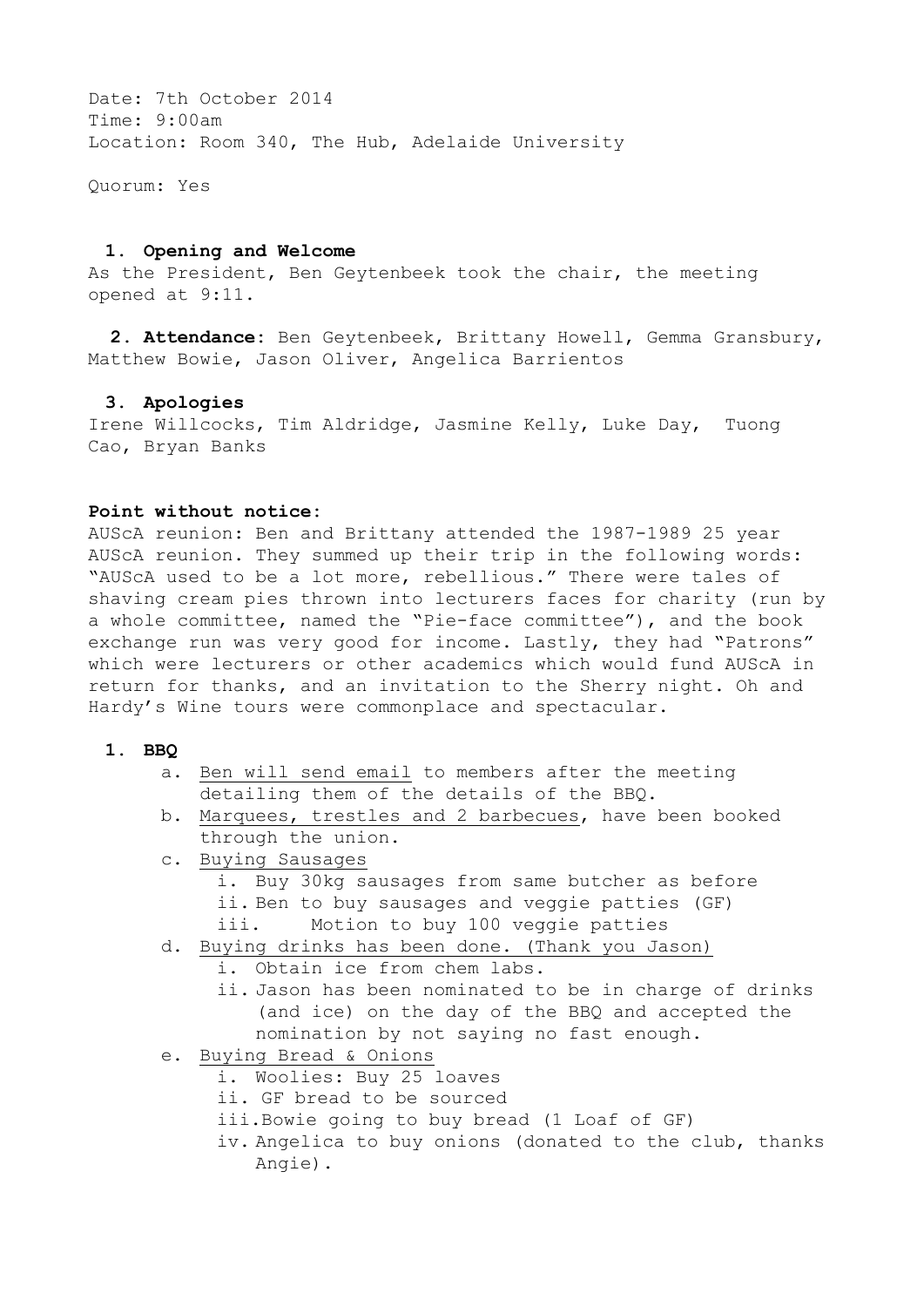Date: 7th October 2014
Time: 9:00am
Location: Room 340, The Hub, Adelaide University

Quorum: Yes

### 1. Opening and Welcome

As the President, Ben Geytenbeek took the chair, the meeting opened at 9:11.

**2. Attendance**: Ben Geytenbeek, Brittany Howell, Gemma Gransbury, Matthew Bowie, Jason Oliver, Angelica Barrientos

### 3. Apologies

Irene Willcocks, Tim Aldridge, Jasmine Kelly, Luke Day, Tuong Cao, Bryan Banks

**Point without notice:**

AUScA reunion: Ben and Brittany attended the 1987-1989 25 year AUScA reunion. They summed up their trip in the following words: "AUScA used to be a lot more, rebellious." There were tales of shaving cream pies thrown into lecturers faces for charity (run by a whole committee, named the "Pie-face committee"), and the book exchange run was very good for income. Lastly, they had "Patrons" which were lecturers or other academics which would fund AUScA in return for thanks, and an invitation to the Sherry night. Oh and Hardy's Wine tours were commonplace and spectacular.

1. **BBQ**
   a. <u>Ben will send email</u> to members after the meeting detailing them of the details of the BBQ.
   b. <u>Marquees, trestles and 2 barbecues</u>, have been booked through the union.
   c. <u>Buying Sausages</u>
      i. Buy 30kg sausages from same butcher as before
      ii. Ben to buy sausages and veggie patties (GF)
      iii. Motion to buy 100 veggie patties
   d. <u>Buying drinks has been done. (Thank you Jason)</u>
      i. Obtain ice from chem labs.
      ii. Jason has been nominated to be in charge of drinks (and ice) on the day of the BBQ and accepted the nomination by not saying no fast enough.
   e. <u>Buying Bread & Onions</u>
      i. Woolies: Buy 25 loaves
      ii. GF bread to be sourced
      iii. Bowie going to buy bread (1 Loaf of GF)
      iv. Angelica to buy onions (donated to the club, thanks Angie).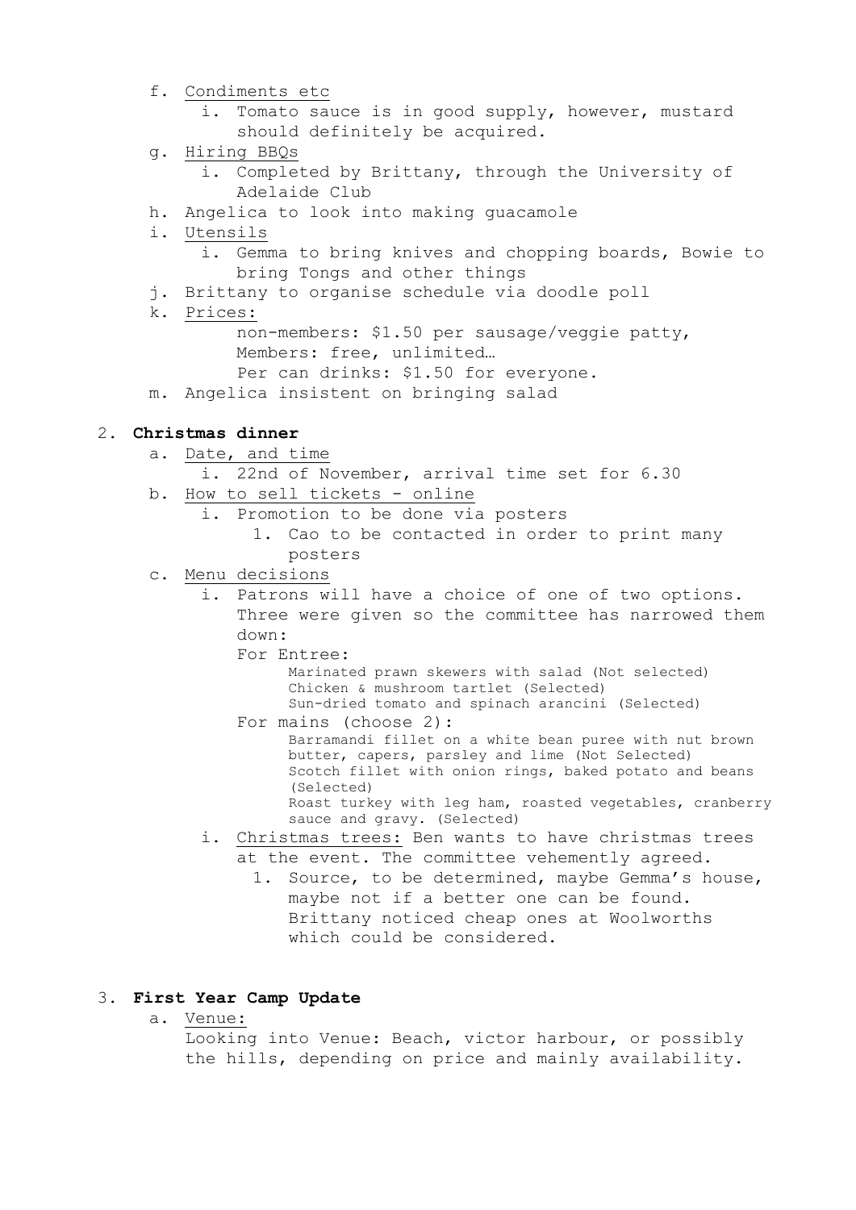f. Condiments etc
    i. Tomato sauce is in good supply, however, mustard should definitely be acquired.
g. Hiring BBQs
    i. Completed by Brittany, through the University of Adelaide Club
h. Angelica to look into making guacamole
i. Utensils
    i. Gemma to bring knives and chopping boards, Bowie to bring Tongs and other things
j. Brittany to organise schedule via doodle poll
k. Prices:
    non-members: $1.50 per sausage/veggie patty,
    Members: free, unlimited…
    Per can drinks: $1.50 for everyone.
m. Angelica insistent on bringing salad

2. **Christmas dinner**
    a. Date, and time
        i. 22nd of November, arrival time set for 6.30
    b. How to sell tickets - online
        i. Promotion to be done via posters
            1. Cao to be contacted in order to print many posters
    c. Menu decisions
        i. Patrons will have a choice of one of two options. Three were given so the committee has narrowed them down:
            For Entree:
                Marinated prawn skewers with salad (Not selected)
                Chicken & mushroom tartlet (Selected)
                Sun-dried tomato and spinach arancini (Selected)
            For mains (choose 2):
                Barramandi fillet on a white bean puree with nut brown butter, capers, parsley and lime (Not Selected)
                Scotch fillet with onion rings, baked potato and beans (Selected)
                Roast turkey with leg ham, roasted vegetables, cranberry sauce and gravy. (Selected)
        i. Christmas trees: Ben wants to have christmas trees at the event. The committee vehemently agreed.
            1. Source, to be determined, maybe Gemma's house, maybe not if a better one can be found. Brittany noticed cheap ones at Woolworths which could be considered.

3. **First Year Camp Update**
    a. Venue:
        Looking into Venue: Beach, victor harbour, or possibly the hills, depending on price and mainly availability.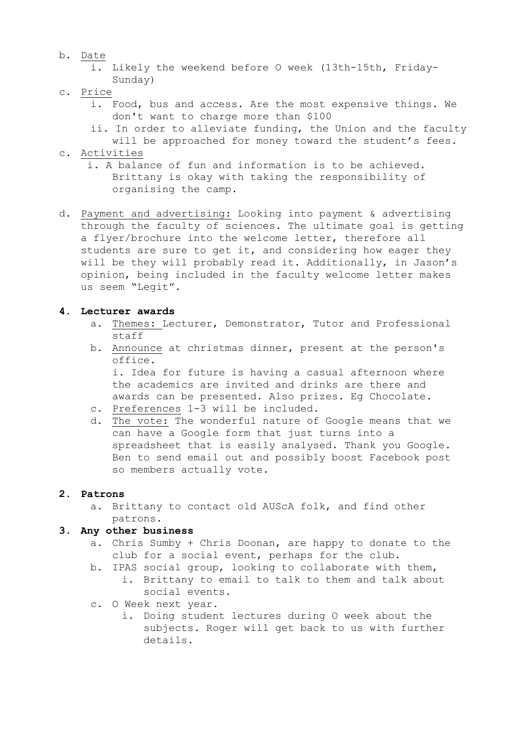b. Date
   i. Likely the weekend before O week (13th-15th, Friday-Sunday)

c. Price
   i. Food, bus and access. Are the most expensive things. We don't want to charge more than $100
   ii. In order to alleviate funding, the Union and the faculty will be approached for money toward the student's fees.

c. Activities
   i. A balance of fun and information is to be achieved. Brittany is okay with taking the responsibility of organising the camp.

d. Payment and advertising: Looking into payment & advertising through the faculty of sciences. The ultimate goal is getting a flyer/brochure into the welcome letter, therefore all students are sure to get it, and considering how eager they will be they will probably read it. Additionally, in Jason's opinion, being included in the faculty welcome letter makes us seem "Legit".

**4. Lecturer awards**

a. Themes: Lecturer, Demonstrator, Tutor and Professional staff

b. Announce at christmas dinner, present at the person's office.
   i. Idea for future is having a casual afternoon where the academics are invited and drinks are there and awards can be presented. Also prizes. Eg Chocolate.

c. Preferences 1-3 will be included.

d. The vote: The wonderful nature of Google means that we can have a Google form that just turns into a spreadsheet that is easily analysed. Thank you Google. Ben to send email out and possibly boost Facebook post so members actually vote.

**2. Patrons**

a. Brittany to contact old AUScA folk, and find other patrons.

**3. Any other business**

a. Chris Sumby + Chris Doonan, are happy to donate to the club for a social event, perhaps for the club.

b. IPAS social group, looking to collaborate with them,
   i. Brittany to email to talk to them and talk about social events.

c. O Week next year.
   i. Doing student lectures during O week about the subjects. Roger will get back to us with further details.